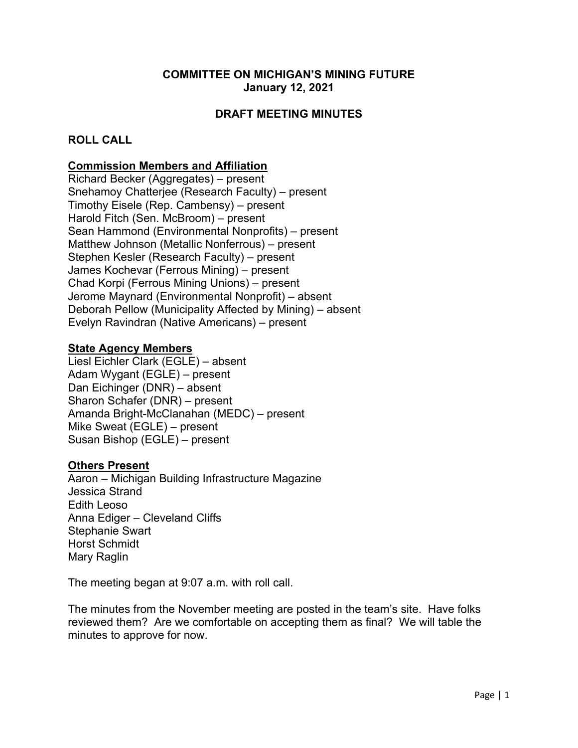# COMMITTEE ON MICHIGAN'S MINING FUTURE
**January 12, 2021**

## DRAFT MEETING MINUTES

## ROLL CALL

**Commission Members and Affiliation**

Richard Becker (Aggregates) – present
Snehamoy Chatterjee (Research Faculty) – present
Timothy Eisele (Rep. Cambensy) – present
Harold Fitch (Sen. McBroom) – present
Sean Hammond (Environmental Nonprofits) – present
Matthew Johnson (Metallic Nonferrous) – present
Stephen Kesler (Research Faculty) – present
James Kochevar (Ferrous Mining) – present
Chad Korpi (Ferrous Mining Unions) – present
Jerome Maynard (Environmental Nonprofit) – absent
Deborah Pellow (Municipality Affected by Mining) – absent
Evelyn Ravindran (Native Americans) – present

**State Agency Members**

Liesl Eichler Clark (EGLE) – absent
Adam Wygant (EGLE) – present
Dan Eichinger (DNR) – absent
Sharon Schafer (DNR) – present
Amanda Bright-McClanahan (MEDC) – present
Mike Sweat (EGLE) – present
Susan Bishop (EGLE) – present

**Others Present**

Aaron – Michigan Building Infrastructure Magazine
Jessica Strand
Edith Leoso
Anna Ediger – Cleveland Cliffs
Stephanie Swart
Horst Schmidt
Mary Raglin

The meeting began at 9:07 a.m. with roll call.

The minutes from the November meeting are posted in the team's site. Have folks reviewed them? Are we comfortable on accepting them as final? We will table the minutes to approve for now.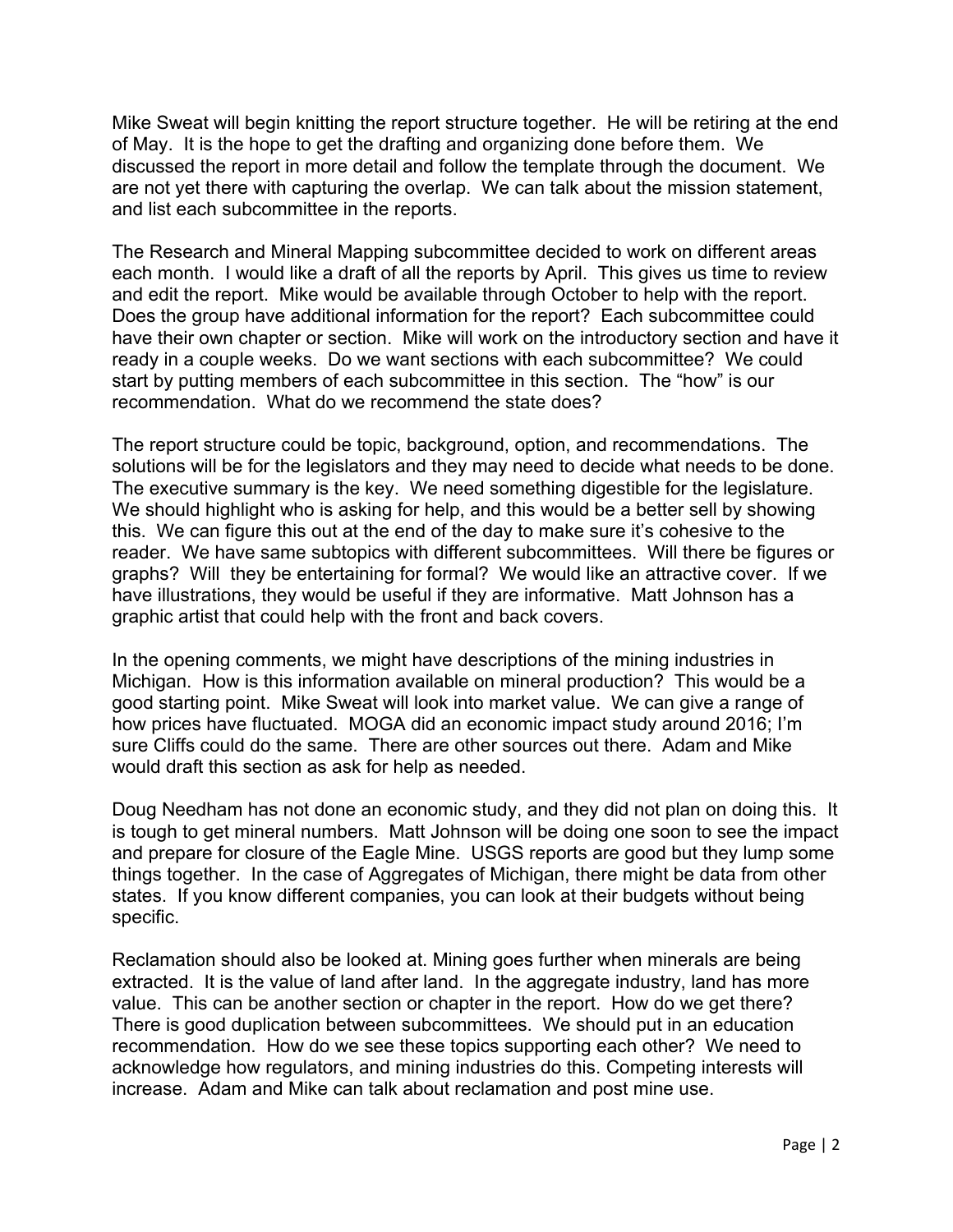Mike Sweat will begin knitting the report structure together. He will be retiring at the end of May. It is the hope to get the drafting and organizing done before them. We discussed the report in more detail and follow the template through the document. We are not yet there with capturing the overlap. We can talk about the mission statement, and list each subcommittee in the reports.

The Research and Mineral Mapping subcommittee decided to work on different areas each month. I would like a draft of all the reports by April. This gives us time to review and edit the report. Mike would be available through October to help with the report. Does the group have additional information for the report? Each subcommittee could have their own chapter or section. Mike will work on the introductory section and have it ready in a couple weeks. Do we want sections with each subcommittee? We could start by putting members of each subcommittee in this section. The "how" is our recommendation. What do we recommend the state does?

The report structure could be topic, background, option, and recommendations. The solutions will be for the legislators and they may need to decide what needs to be done. The executive summary is the key. We need something digestible for the legislature. We should highlight who is asking for help, and this would be a better sell by showing this. We can figure this out at the end of the day to make sure it's cohesive to the reader. We have same subtopics with different subcommittees. Will there be figures or graphs? Will they be entertaining for formal? We would like an attractive cover. If we have illustrations, they would be useful if they are informative. Matt Johnson has a graphic artist that could help with the front and back covers.

In the opening comments, we might have descriptions of the mining industries in Michigan. How is this information available on mineral production? This would be a good starting point. Mike Sweat will look into market value. We can give a range of how prices have fluctuated. MOGA did an economic impact study around 2016; I'm sure Cliffs could do the same. There are other sources out there. Adam and Mike would draft this section as ask for help as needed.

Doug Needham has not done an economic study, and they did not plan on doing this. It is tough to get mineral numbers. Matt Johnson will be doing one soon to see the impact and prepare for closure of the Eagle Mine. USGS reports are good but they lump some things together. In the case of Aggregates of Michigan, there might be data from other states. If you know different companies, you can look at their budgets without being specific.

Reclamation should also be looked at. Mining goes further when minerals are being extracted. It is the value of land after land. In the aggregate industry, land has more value. This can be another section or chapter in the report. How do we get there? There is good duplication between subcommittees. We should put in an education recommendation. How do we see these topics supporting each other? We need to acknowledge how regulators, and mining industries do this. Competing interests will increase. Adam and Mike can talk about reclamation and post mine use.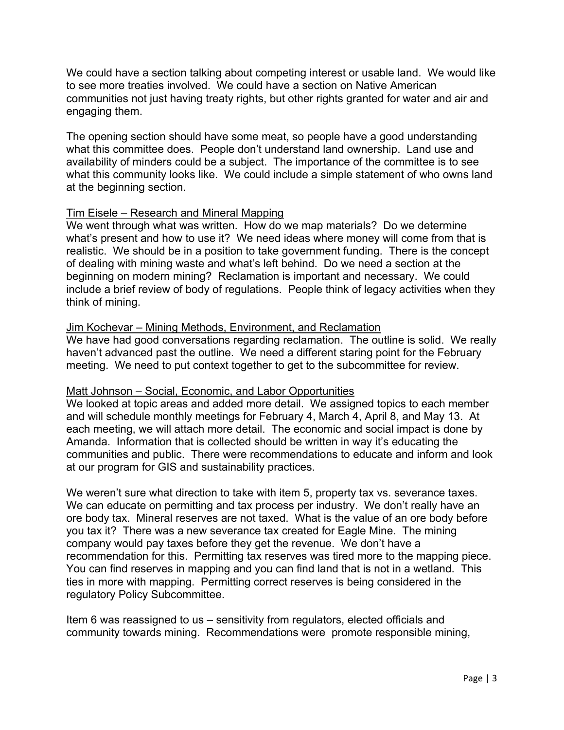We could have a section talking about competing interest or usable land. We would like to see more treaties involved. We could have a section on Native American communities not just having treaty rights, but other rights granted for water and air and engaging them.

The opening section should have some meat, so people have a good understanding what this committee does. People don't understand land ownership. Land use and availability of minders could be a subject. The importance of the committee is to see what this community looks like. We could include a simple statement of who owns land at the beginning section.

<u>Tim Eisele – Research and Mineral Mapping</u>
We went through what was written. How do we map materials? Do we determine what's present and how to use it? We need ideas where money will come from that is realistic. We should be in a position to take government funding. There is the concept of dealing with mining waste and what's left behind. Do we need a section at the beginning on modern mining? Reclamation is important and necessary. We could include a brief review of body of regulations. People think of legacy activities when they think of mining.

<u>Jim Kochevar – Mining Methods, Environment, and Reclamation</u>
We have had good conversations regarding reclamation. The outline is solid. We really haven't advanced past the outline. We need a different staring point for the February meeting. We need to put context together to get to the subcommittee for review.

<u>Matt Johnson – Social, Economic, and Labor Opportunities</u>
We looked at topic areas and added more detail. We assigned topics to each member and will schedule monthly meetings for February 4, March 4, April 8, and May 13. At each meeting, we will attach more detail. The economic and social impact is done by Amanda. Information that is collected should be written in way it's educating the communities and public. There were recommendations to educate and inform and look at our program for GIS and sustainability practices.

We weren't sure what direction to take with item 5, property tax vs. severance taxes. We can educate on permitting and tax process per industry. We don't really have an ore body tax. Mineral reserves are not taxed. What is the value of an ore body before you tax it? There was a new severance tax created for Eagle Mine. The mining company would pay taxes before they get the revenue. We don't have a recommendation for this. Permitting tax reserves was tired more to the mapping piece. You can find reserves in mapping and you can find land that is not in a wetland. This ties in more with mapping. Permitting correct reserves is being considered in the regulatory Policy Subcommittee.

Item 6 was reassigned to us – sensitivity from regulators, elected officials and community towards mining. Recommendations were promote responsible mining,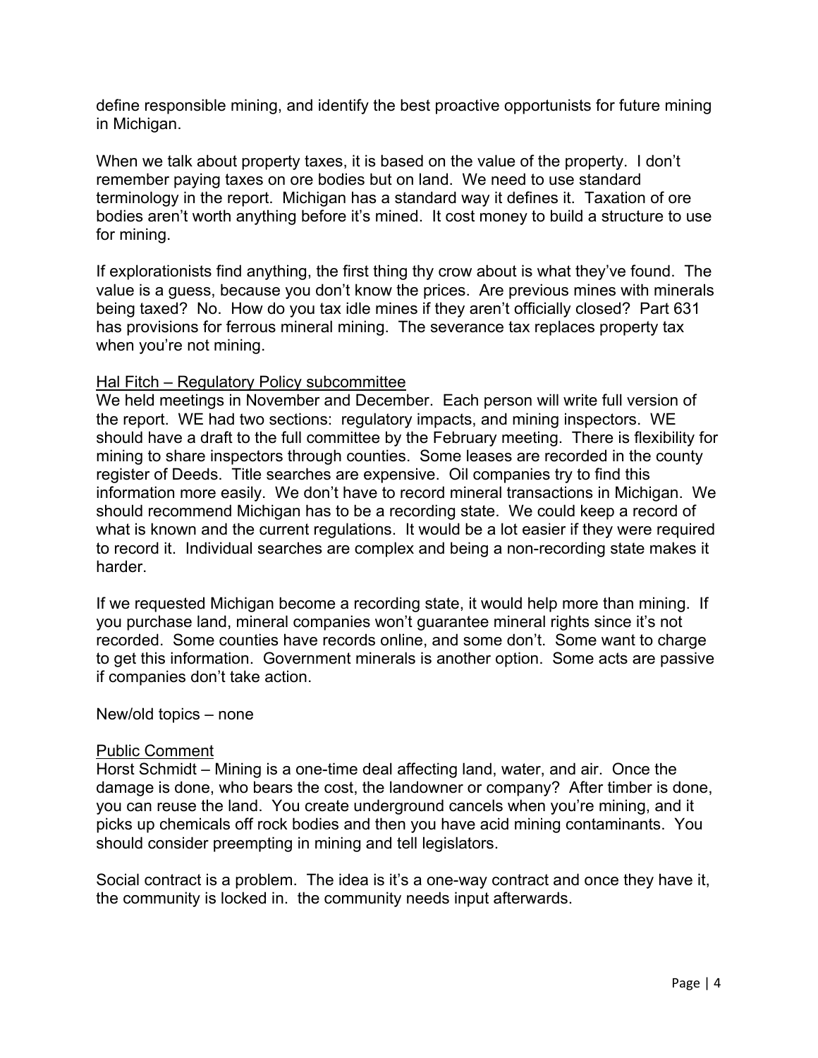define responsible mining, and identify the best proactive opportunists for future mining in Michigan.

When we talk about property taxes, it is based on the value of the property. I don't remember paying taxes on ore bodies but on land. We need to use standard terminology in the report. Michigan has a standard way it defines it. Taxation of ore bodies aren't worth anything before it's mined. It cost money to build a structure to use for mining.

If explorationists find anything, the first thing thy crow about is what they've found. The value is a guess, because you don't know the prices. Are previous mines with minerals being taxed? No. How do you tax idle mines if they aren't officially closed? Part 631 has provisions for ferrous mineral mining. The severance tax replaces property tax when you're not mining.

<u>Hal Fitch – Regulatory Policy subcommittee</u>

We held meetings in November and December. Each person will write full version of the report. WE had two sections: regulatory impacts, and mining inspectors. WE should have a draft to the full committee by the February meeting. There is flexibility for mining to share inspectors through counties. Some leases are recorded in the county register of Deeds. Title searches are expensive. Oil companies try to find this information more easily. We don't have to record mineral transactions in Michigan. We should recommend Michigan has to be a recording state. We could keep a record of what is known and the current regulations. It would be a lot easier if they were required to record it. Individual searches are complex and being a non-recording state makes it harder.

If we requested Michigan become a recording state, it would help more than mining. If you purchase land, mineral companies won't guarantee mineral rights since it's not recorded. Some counties have records online, and some don't. Some want to charge to get this information. Government minerals is another option. Some acts are passive if companies don't take action.

New/old topics – none

<u>Public Comment</u>

Horst Schmidt – Mining is a one-time deal affecting land, water, and air. Once the damage is done, who bears the cost, the landowner or company? After timber is done, you can reuse the land. You create underground cancels when you're mining, and it picks up chemicals off rock bodies and then you have acid mining contaminants. You should consider preempting in mining and tell legislators.

Social contract is a problem. The idea is it's a one-way contract and once they have it, the community is locked in. the community needs input afterwards.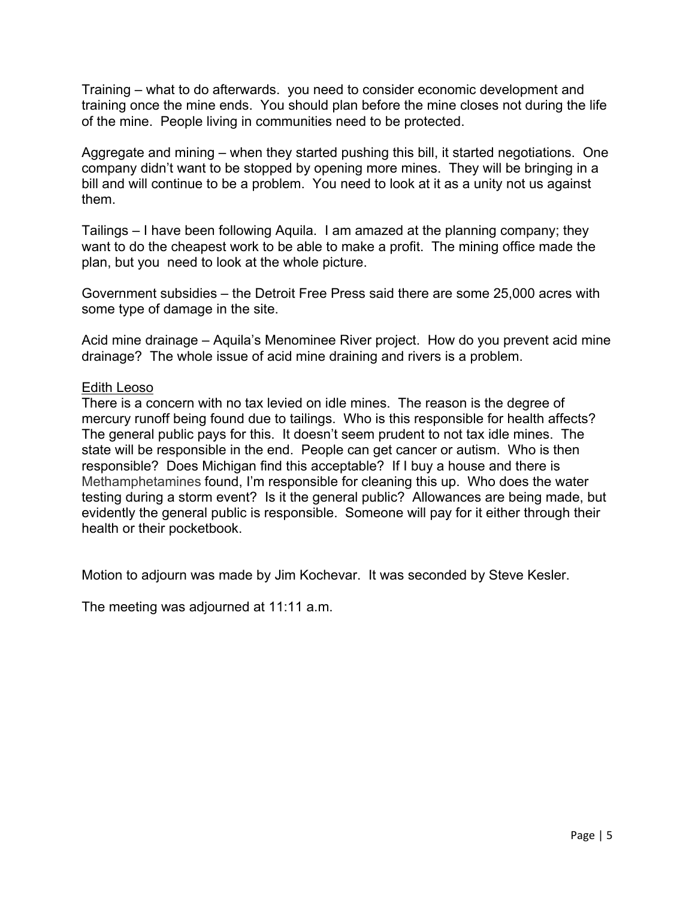Training – what to do afterwards.  you need to consider economic development and training once the mine ends.  You should plan before the mine closes not during the life of the mine.  People living in communities need to be protected.

Aggregate and mining – when they started pushing this bill, it started negotiations.  One company didn't want to be stopped by opening more mines.  They will be bringing in a bill and will continue to be a problem.  You need to look at it as a unity not us against them.

Tailings – I have been following Aquila.  I am amazed at the planning company; they want to do the cheapest work to be able to make a profit.  The mining office made the plan, but you  need to look at the whole picture.

Government subsidies – the Detroit Free Press said there are some 25,000 acres with some type of damage in the site.

Acid mine drainage – Aquila's Menominee River project.  How do you prevent acid mine drainage?  The whole issue of acid mine draining and rivers is a problem.

<u>Edith Leoso</u>
There is a concern with no tax levied on idle mines.  The reason is the degree of mercury runoff being found due to tailings.  Who is this responsible for health affects?  The general public pays for this.  It doesn't seem prudent to not tax idle mines.  The state will be responsible in the end.  People can get cancer or autism.  Who is then responsible?  Does Michigan find this acceptable?  If I buy a house and there is Methamphetamines found, I'm responsible for cleaning this up.  Who does the water testing during a storm event?  Is it the general public?  Allowances are being made, but evidently the general public is responsible.  Someone will pay for it either through their health or their pocketbook.

Motion to adjourn was made by Jim Kochevar.  It was seconded by Steve Kesler.

The meeting was adjourned at 11:11 a.m.